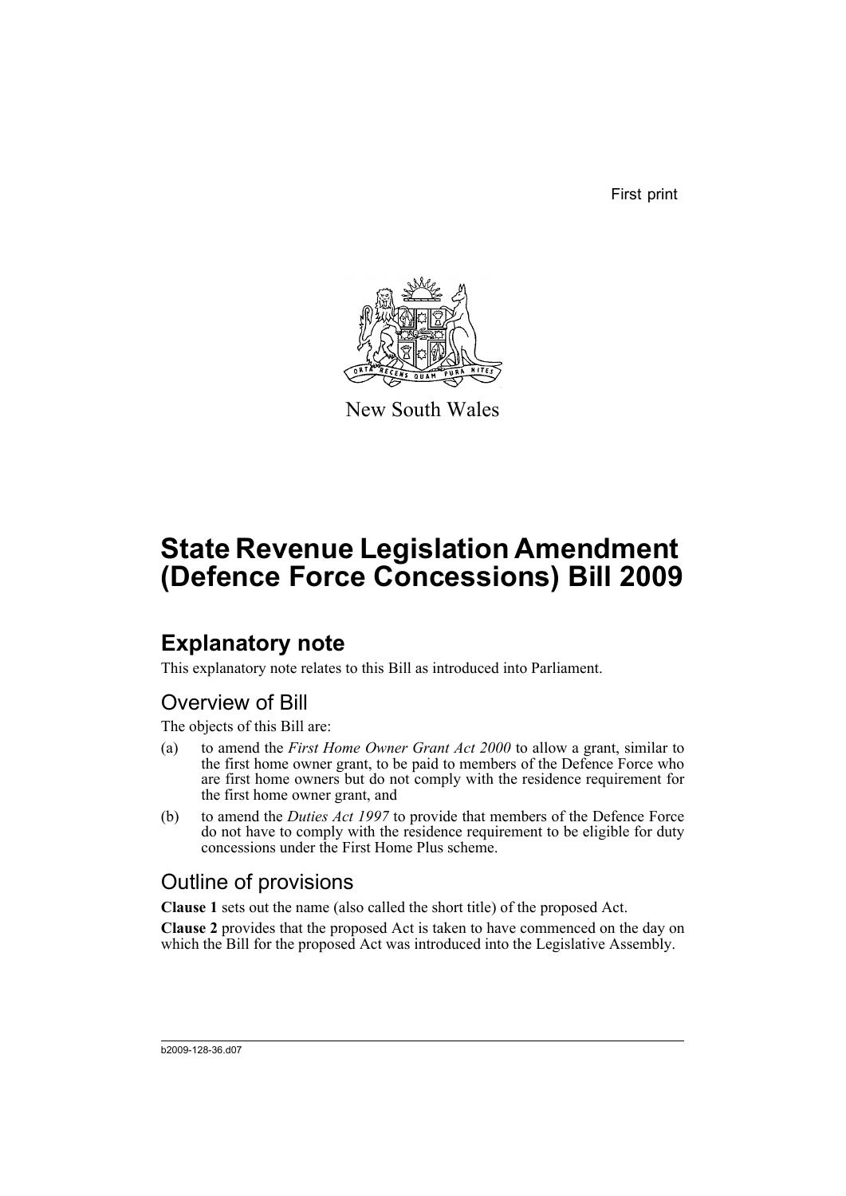First print

New South Wales

# State Revenue Legislation Amendment (Defence Force Concessions) Bill 2009

## Explanatory note

This explanatory note relates to this Bill as introduced into Parliament.

### Overview of Bill

The objects of this Bill are:

(a) to amend the *First Home Owner Grant Act 2000* to allow a grant, similar to the first home owner grant, to be paid to members of the Defence Force who are first home owners but do not comply with the residence requirement for the first home owner grant, and

(b) to amend the *Duties Act 1997* to provide that members of the Defence Force do not have to comply with the residence requirement to be eligible for duty concessions under the First Home Plus scheme.

### Outline of provisions

**Clause 1** sets out the name (also called the short title) of the proposed Act.

**Clause 2** provides that the proposed Act is taken to have commenced on the day on which the Bill for the proposed Act was introduced into the Legislative Assembly.

b2009-128-36.d07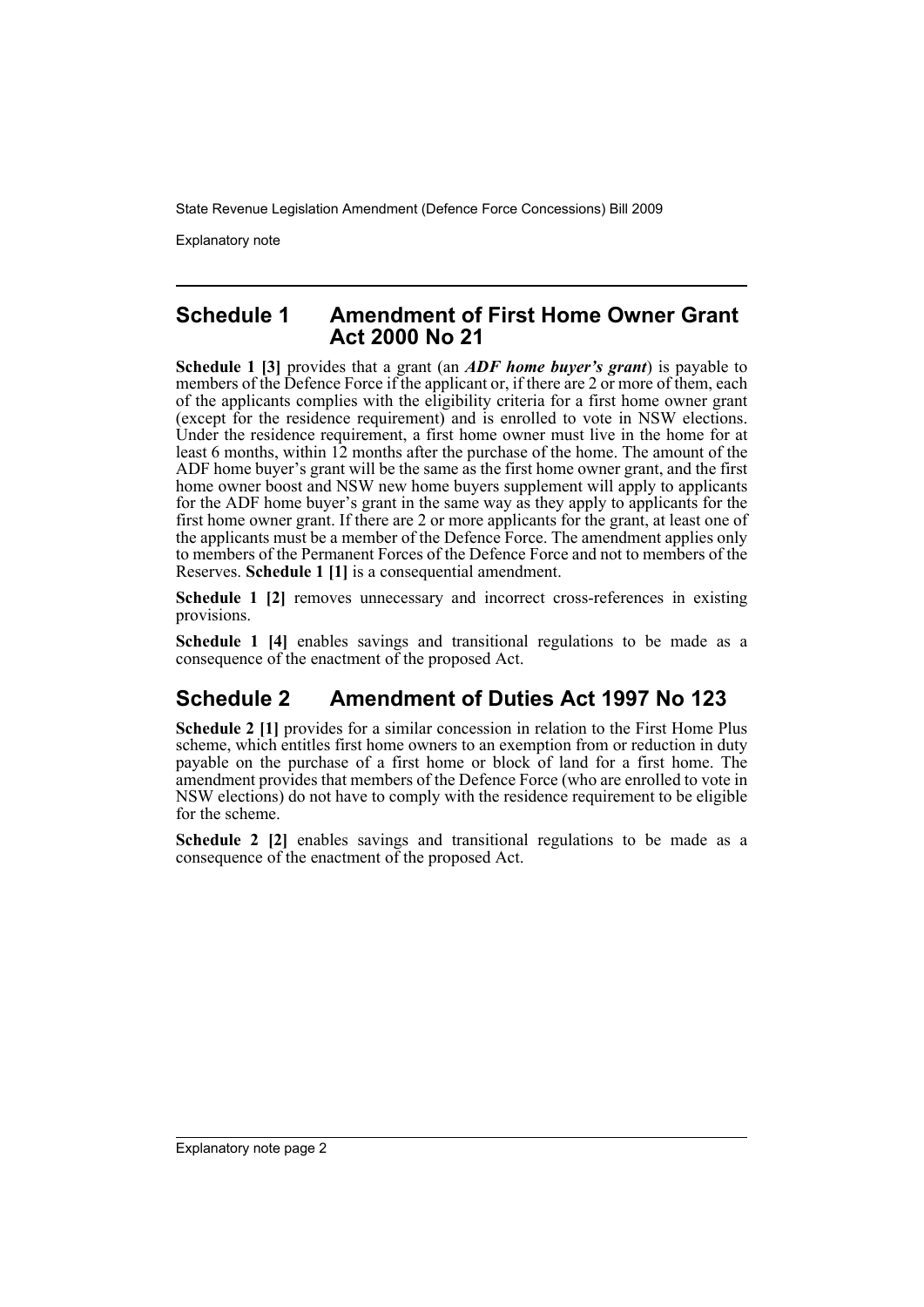## Schedule 1 Amendment of First Home Owner Grant Act 2000 No 21

**Schedule 1 [3]** provides that a grant (an ***ADF home buyer's grant***) is payable to members of the Defence Force if the applicant or, if there are 2 or more of them, each of the applicants complies with the eligibility criteria for a first home owner grant (except for the residence requirement) and is enrolled to vote in NSW elections. Under the residence requirement, a first home owner must live in the home for at least 6 months, within 12 months after the purchase of the home. The amount of the ADF home buyer's grant will be the same as the first home owner grant, and the first home owner boost and NSW new home buyers supplement will apply to applicants for the ADF home buyer's grant in the same way as they apply to applicants for the first home owner grant. If there are 2 or more applicants for the grant, at least one of the applicants must be a member of the Defence Force. The amendment applies only to members of the Permanent Forces of the Defence Force and not to members of the Reserves. **Schedule 1 [1]** is a consequential amendment.

**Schedule 1 [2]** removes unnecessary and incorrect cross-references in existing provisions.

**Schedule 1 [4]** enables savings and transitional regulations to be made as a consequence of the enactment of the proposed Act.

## Schedule 2 Amendment of Duties Act 1997 No 123

**Schedule 2 [1]** provides for a similar concession in relation to the First Home Plus scheme, which entitles first home owners to an exemption from or reduction in duty payable on the purchase of a first home or block of land for a first home. The amendment provides that members of the Defence Force (who are enrolled to vote in NSW elections) do not have to comply with the residence requirement to be eligible for the scheme.

**Schedule 2 [2]** enables savings and transitional regulations to be made as a consequence of the enactment of the proposed Act.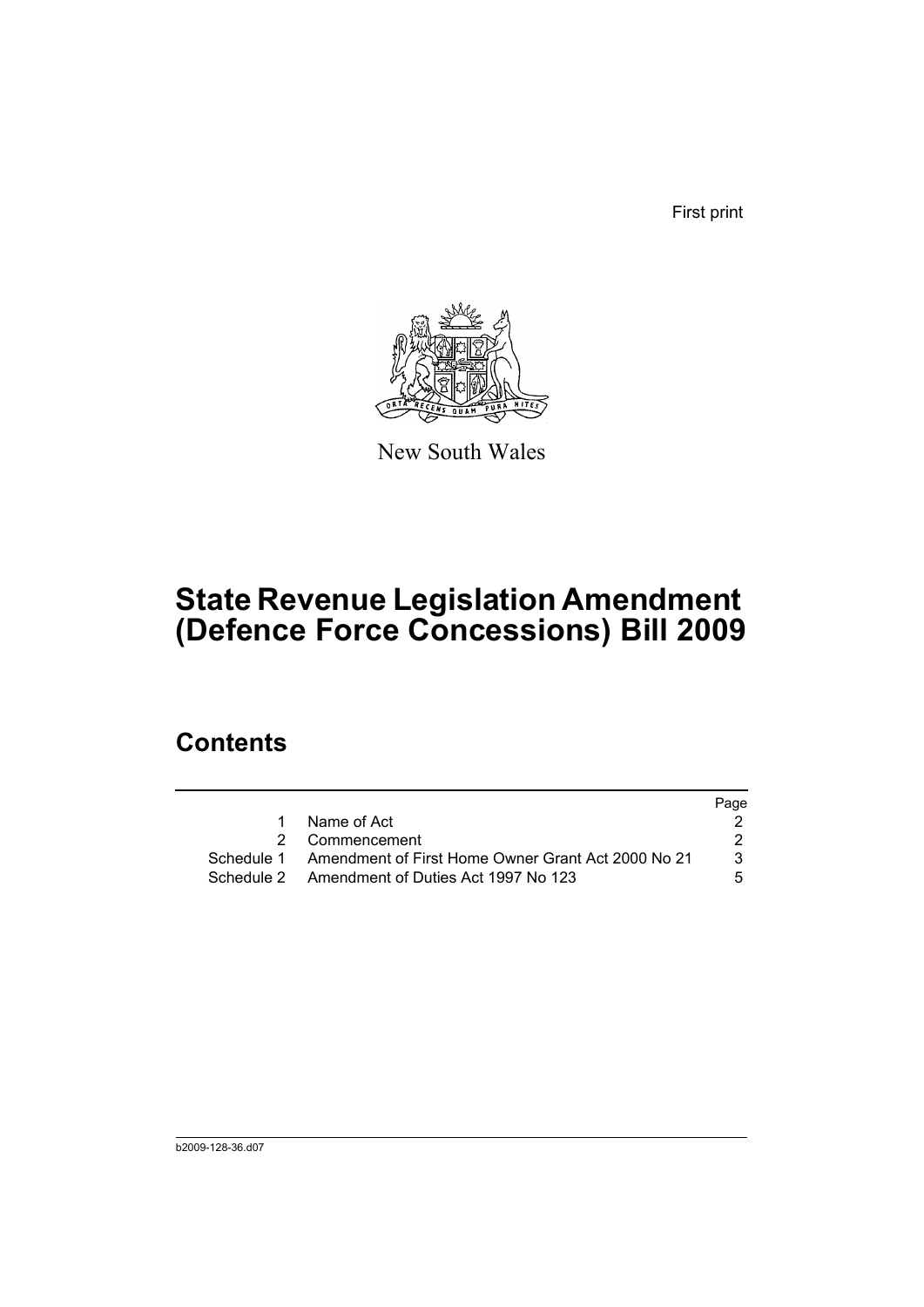First print

New South Wales

# State Revenue Legislation Amendment (Defence Force Concessions) Bill 2009

## Contents

| | | Page |
|---|---|---|
| 1 | Name of Act | 2 |
| 2 | Commencement | 2 |
| Schedule 1 | Amendment of First Home Owner Grant Act 2000 No 21 | 3 |
| Schedule 2 | Amendment of Duties Act 1997 No 123 | 5 |

b2009-128-36.d07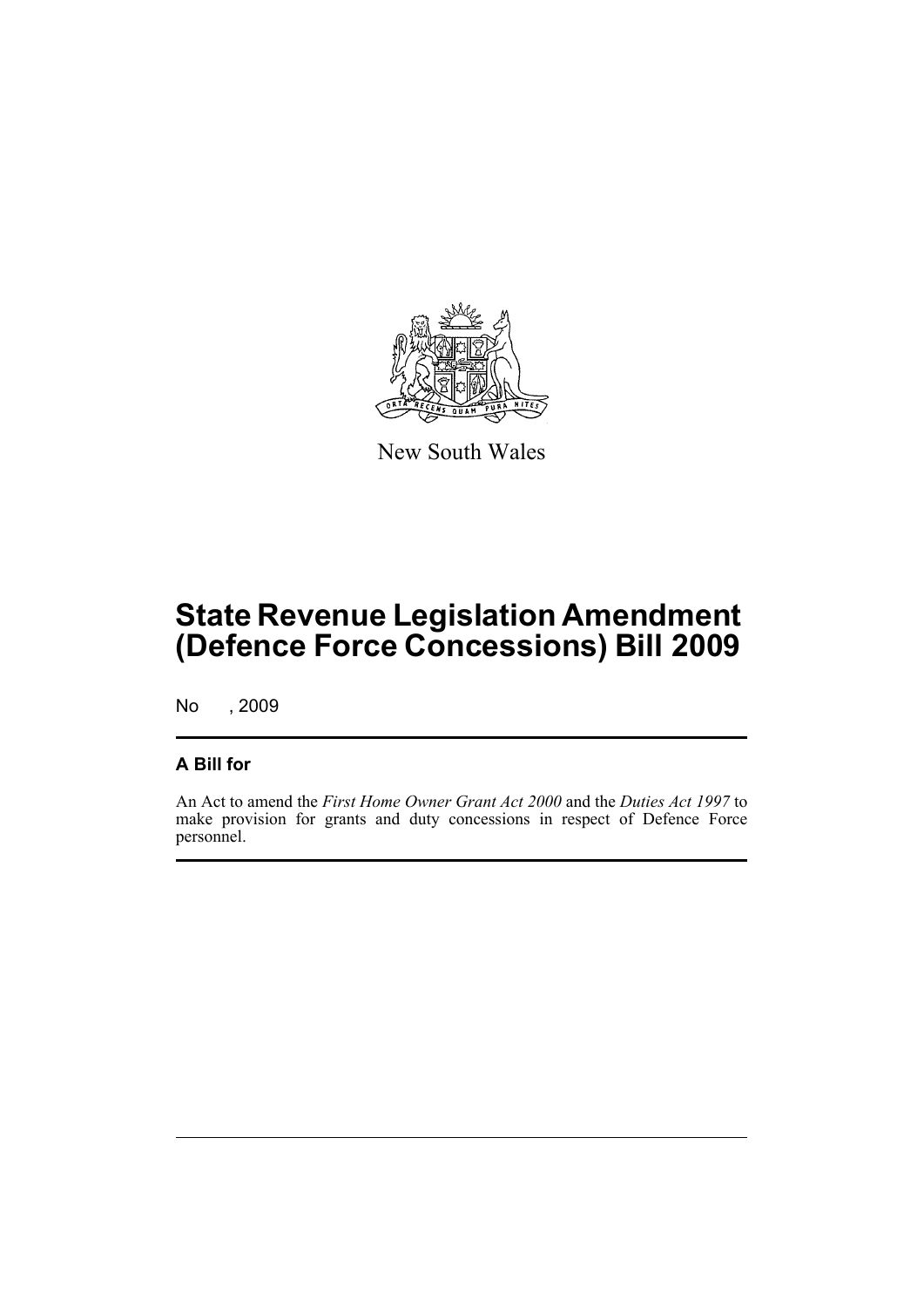New South Wales

# State Revenue Legislation Amendment (Defence Force Concessions) Bill 2009

No , 2009

## A Bill for

An Act to amend the *First Home Owner Grant Act 2000* and the *Duties Act 1997* to make provision for grants and duty concessions in respect of Defence Force personnel.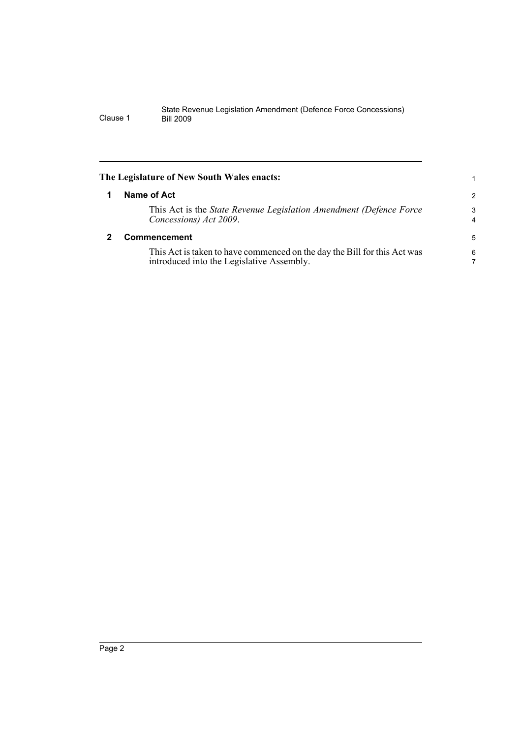**The Legislature of New South Wales enacts:**

## 1 Name of Act

This Act is the *State Revenue Legislation Amendment (Defence Force Concessions) Act 2009*.

## 2 Commencement

This Act is taken to have commenced on the day the Bill for this Act was introduced into the Legislative Assembly.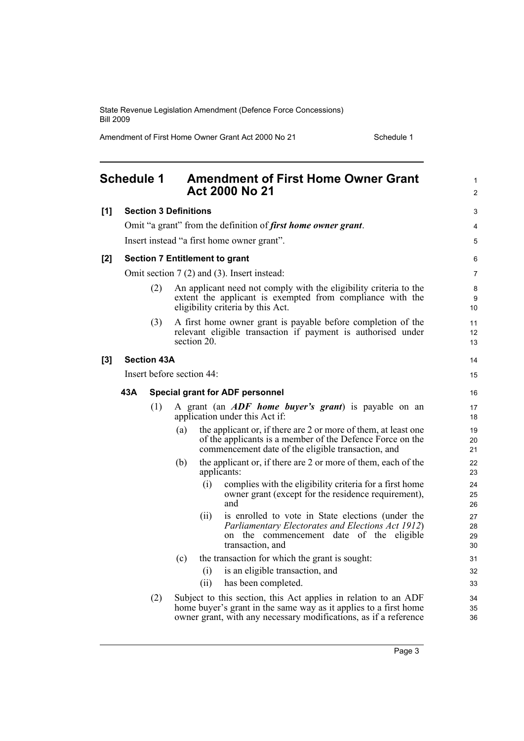## Schedule 1 Amendment of First Home Owner Grant Act 2000 No 21

**[1] Section 3 Definitions**

Omit "a grant" from the definition of ***first home owner grant***.

Insert instead "a first home owner grant".

**[2] Section 7 Entitlement to grant**

Omit section 7 (2) and (3). Insert instead:

(2) An applicant need not comply with the eligibility criteria to the extent the applicant is exempted from compliance with the eligibility criteria by this Act.

(3) A first home owner grant is payable before completion of the relevant eligible transaction if payment is authorised under section 20.

**[3] Section 43A**

Insert before section 44:

**43A Special grant for ADF personnel**

(1) A grant (an ***ADF home buyer's grant***) is payable on an application under this Act if:

(a) the applicant or, if there are 2 or more of them, at least one of the applicants is a member of the Defence Force on the commencement date of the eligible transaction, and

(b) the applicant or, if there are 2 or more of them, each of the applicants:

(i) complies with the eligibility criteria for a first home owner grant (except for the residence requirement), and

(ii) is enrolled to vote in State elections (under the *Parliamentary Electorates and Elections Act 1912*) on the commencement date of the eligible transaction, and

(c) the transaction for which the grant is sought:

(i) is an eligible transaction, and

(ii) has been completed.

(2) Subject to this section, this Act applies in relation to an ADF home buyer's grant in the same way as it applies to a first home owner grant, with any necessary modifications, as if a reference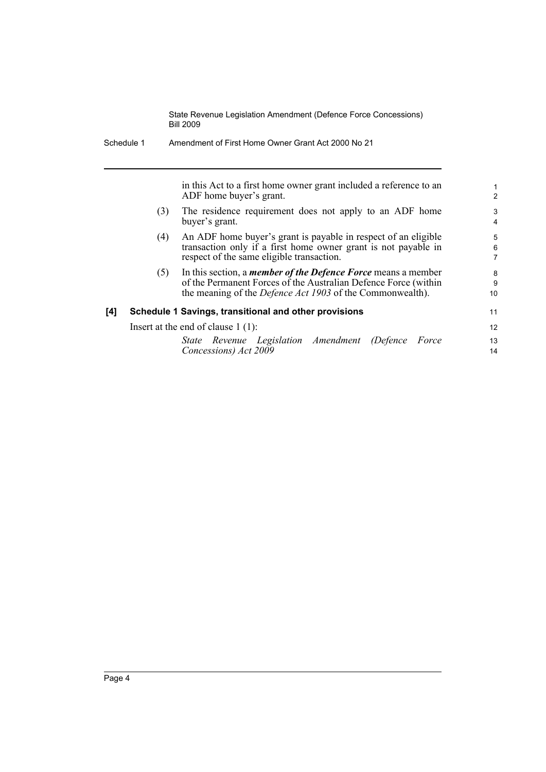in this Act to a first home owner grant included a reference to an ADF home buyer's grant.

(3) The residence requirement does not apply to an ADF home buyer's grant.

(4) An ADF home buyer's grant is payable in respect of an eligible transaction only if a first home owner grant is not payable in respect of the same eligible transaction.

(5) In this section, a ***member of the Defence Force*** means a member of the Permanent Forces of the Australian Defence Force (within the meaning of the *Defence Act 1903* of the Commonwealth).

### [4] Schedule 1 Savings, transitional and other provisions

Insert at the end of clause 1 (1):

*State Revenue Legislation Amendment (Defence Force Concessions) Act 2009*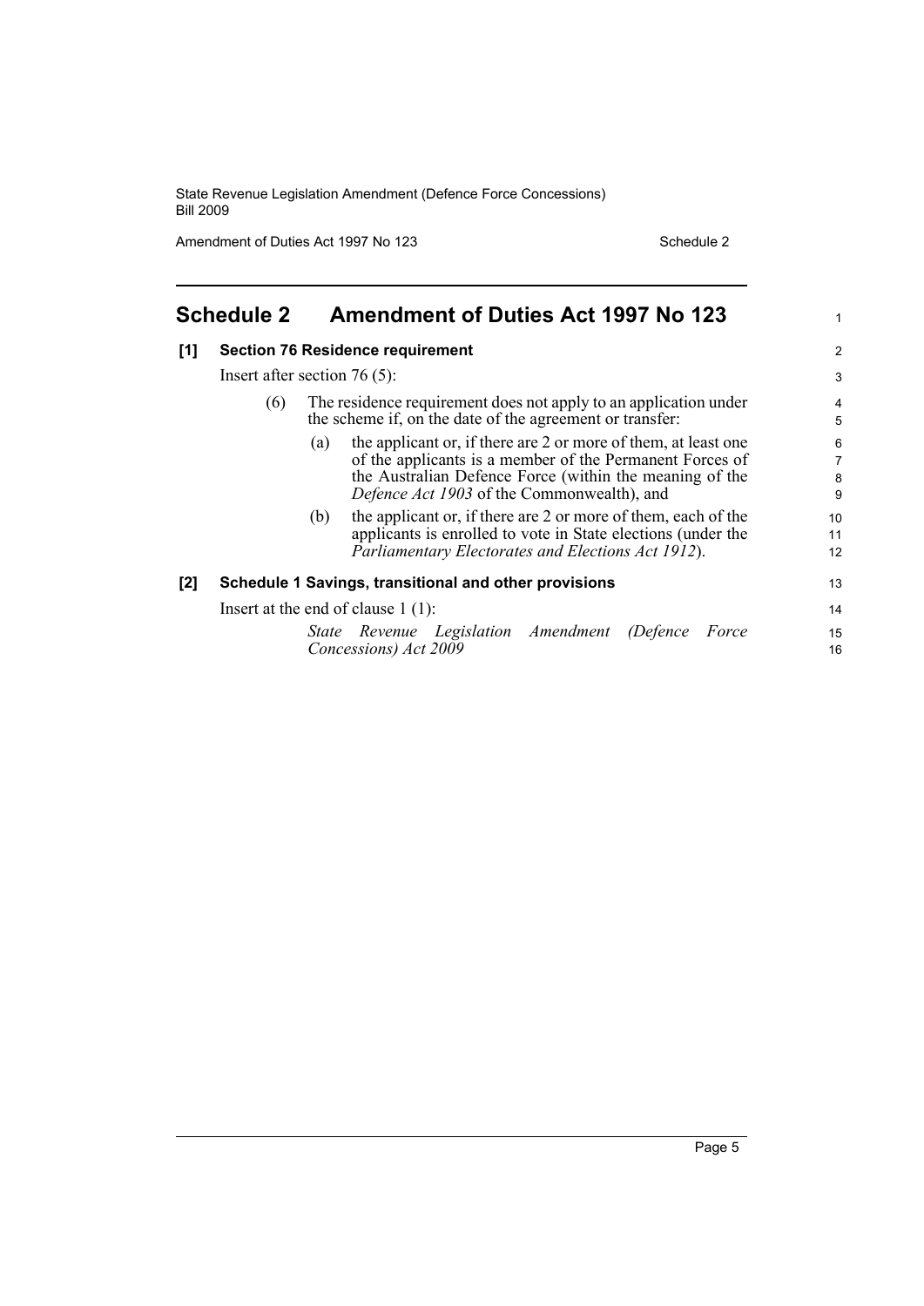## Schedule 2 Amendment of Duties Act 1997 No 123

**[1] Section 76 Residence requirement**

Insert after section 76 (5):

(6) The residence requirement does not apply to an application under the scheme if, on the date of the agreement or transfer:

(a) the applicant or, if there are 2 or more of them, at least one of the applicants is a member of the Permanent Forces of the Australian Defence Force (within the meaning of the *Defence Act 1903* of the Commonwealth), and

(b) the applicant or, if there are 2 or more of them, each of the applicants is enrolled to vote in State elections (under the *Parliamentary Electorates and Elections Act 1912*).

**[2] Schedule 1 Savings, transitional and other provisions**

Insert at the end of clause 1 (1):

*State Revenue Legislation Amendment (Defence Force Concessions) Act 2009*